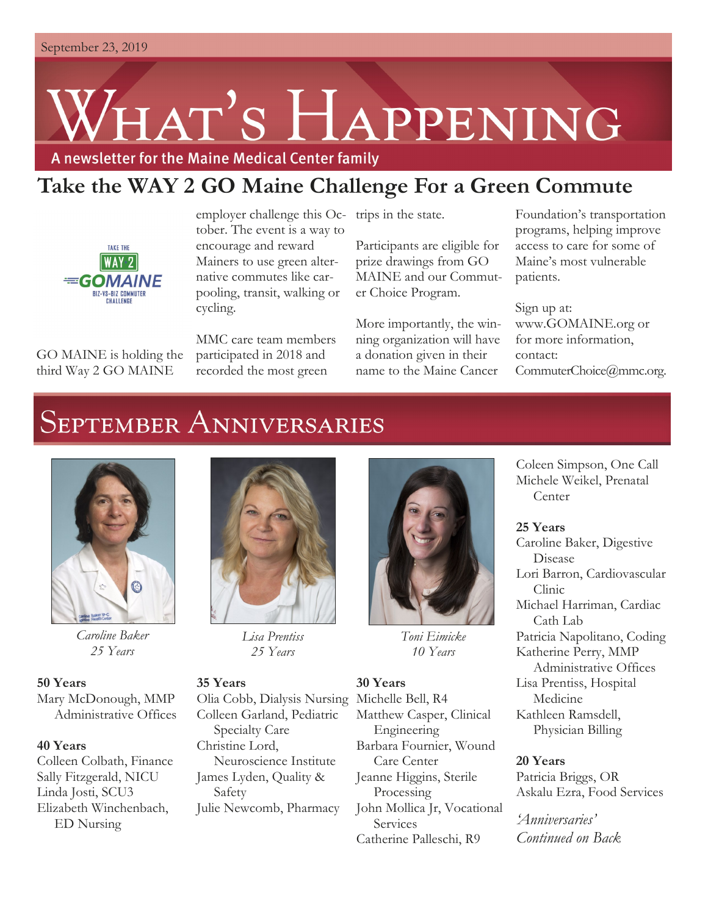September 23, 2019

# What's Happening

A newsletter for the Maine Medical Center family

## Take the WAY 2 GO Maine Challenge For a Green Commute

GO MAINE is holding the third Way 2 GO MAINE employer challenge this October. The event is a way to encourage and reward Mainers to use green alternative commutes like carpooling, transit, walking or cycling.

MMC care team members participated in 2018 and recorded the most green trips in the state.

Participants are eligible for prize drawings from GO MAINE and our Commuter Choice Program.

More importantly, the winning organization will have a donation given in their name to the Maine Cancer Foundation's transportation programs, helping improve access to care for some of Maine's most vulnerable patients.

Sign up at: www.GOMAINE.org or for more information, contact: CommuterChoice@mmc.org.

## September Anniversaries

*Caroline Baker*
*25 Years*

*Lisa Prentiss*
*25 Years*

*Toni Eimicke*
*10 Years*

**50 Years**
Mary McDonough, MMP Administrative Offices

**40 Years**
Colleen Colbath, Finance
Sally Fitzgerald, NICU
Linda Josti, SCU3
Elizabeth Winchenbach, ED Nursing

**35 Years**
Olia Cobb, Dialysis Nursing
Colleen Garland, Pediatric Specialty Care
Christine Lord, Neuroscience Institute
James Lyden, Quality & Safety
Julie Newcomb, Pharmacy

**30 Years**
Michelle Bell, R4
Matthew Casper, Clinical Engineering
Barbara Fournier, Wound Care Center
Jeanne Higgins, Sterile Processing
John Mollica Jr, Vocational Services
Catherine Palleschi, R9
Coleen Simpson, One Call
Michele Weikel, Prenatal Center

**25 Years**
Caroline Baker, Digestive Disease
Lori Barron, Cardiovascular Clinic
Michael Harriman, Cardiac Cath Lab
Patricia Napolitano, Coding
Katherine Perry, MMP Administrative Offices
Lisa Prentiss, Hospital Medicine
Kathleen Ramsdell, Physician Billing

**20 Years**
Patricia Briggs, OR
Askalu Ezra, Food Services

*'Anniversaries' Continued on Back*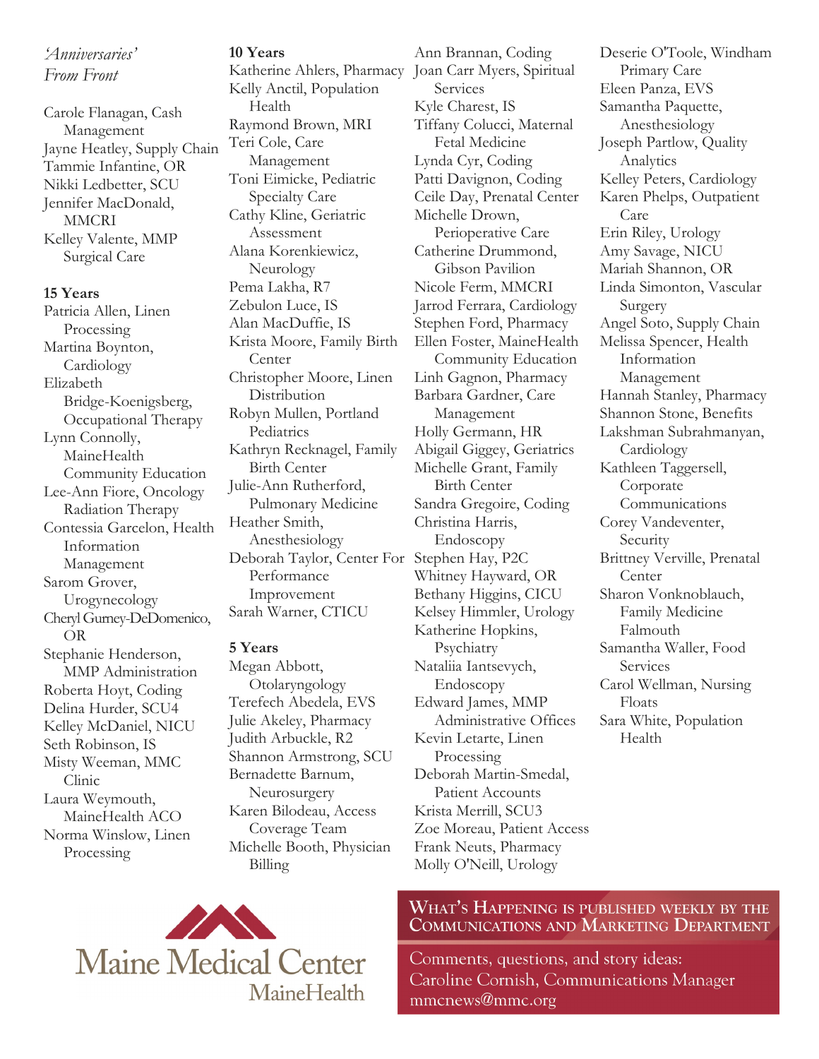*'Anniversaries' From Front*

Carole Flanagan, Cash Management
Jayne Heatley, Supply Chain
Tammie Infantine, OR
Nikki Ledbetter, SCU
Jennifer MacDonald, MMCRI
Kelley Valente, MMP Surgical Care

**15 Years**

Patricia Allen, Linen Processing
Martina Boynton, Cardiology
Elizabeth Bridge-Koenigsberg, Occupational Therapy
Lynn Connolly, MaineHealth Community Education
Lee-Ann Fiore, Oncology Radiation Therapy
Contessia Garcelon, Health Information Management
Sarom Grover, Urogynecology
Cheryl Gurney-DeDomenico, OR
Stephanie Henderson, MMP Administration
Roberta Hoyt, Coding
Delina Hurder, SCU4
Kelley McDaniel, NICU
Seth Robinson, IS
Misty Weeman, MMC Clinic
Laura Weymouth, MaineHealth ACO
Norma Winslow, Linen Processing

**10 Years**

Katherine Ahlers, Pharmacy
Kelly Anctil, Population Health
Raymond Brown, MRI
Teri Cole, Care Management
Toni Eimicke, Pediatric Specialty Care
Cathy Kline, Geriatric Assessment
Alana Korenkiewicz, Neurology
Pema Lakha, R7
Zebulon Luce, IS
Alan MacDuffie, IS
Krista Moore, Family Birth Center
Christopher Moore, Linen Distribution
Robyn Mullen, Portland Pediatrics
Kathryn Recknagel, Family Birth Center
Julie-Ann Rutherford, Pulmonary Medicine
Heather Smith, Anesthesiology
Deborah Taylor, Center For Performance Improvement
Sarah Warner, CTICU

**5 Years**

Megan Abbott, Otolaryngology
Terefech Abedela, EVS
Julie Akeley, Pharmacy
Judith Arbuckle, R2
Shannon Armstrong, SCU
Bernadette Barnum, Neurosurgery
Karen Bilodeau, Access Coverage Team
Michelle Booth, Physician Billing
Ann Brannan, Coding
Joan Carr Myers, Spiritual Services
Kyle Charest, IS
Tiffany Colucci, Maternal Fetal Medicine
Lynda Cyr, Coding
Patti Davignon, Coding
Ceile Day, Prenatal Center
Michelle Drown, Perioperative Care
Catherine Drummond, Gibson Pavilion
Nicole Ferm, MMCRI
Jarrod Ferrara, Cardiology
Stephen Ford, Pharmacy
Ellen Foster, MaineHealth Community Education
Linh Gagnon, Pharmacy
Barbara Gardner, Care Management
Holly Germann, HR
Abigail Giggey, Geriatrics
Michelle Grant, Family Birth Center
Sandra Gregoire, Coding
Christina Harris, Endoscopy
Stephen Hay, P2C
Whitney Hayward, OR
Bethany Higgins, CICU
Kelsey Himmler, Urology
Katherine Hopkins, Psychiatry
Nataliia Iantsevych, Endoscopy
Edward James, MMP Administrative Offices
Kevin Letarte, Linen Processing
Deborah Martin-Smedal, Patient Accounts
Krista Merrill, SCU3
Zoe Moreau, Patient Access
Frank Neuts, Pharmacy
Molly O'Neill, Urology
Deserie O'Toole, Windham Primary Care
Eleen Panza, EVS
Samantha Paquette, Anesthesiology
Joseph Partlow, Quality Analytics
Kelley Peters, Cardiology
Karen Phelps, Outpatient Care
Erin Riley, Urology
Amy Savage, NICU
Mariah Shannon, OR
Linda Simonton, Vascular Surgery
Angel Soto, Supply Chain
Melissa Spencer, Health Information Management
Hannah Stanley, Pharmacy
Shannon Stone, Benefits
Lakshman Subrahmanyan, Cardiology
Kathleen Taggersell, Corporate Communications
Corey Vandeventer, Security
Brittney Verville, Prenatal Center
Sharon Vonknoblauch, Family Medicine Falmouth
Samantha Waller, Food Services
Carol Wellman, Nursing Floats
Sara White, Population Health

Maine Medical Center
MaineHealth

WHAT'S HAPPENING IS PUBLISHED WEEKLY BY THE COMMUNICATIONS AND MARKETING DEPARTMENT

Comments, questions, and story ideas:
Caroline Cornish, Communications Manager
mmcnews@mmc.org